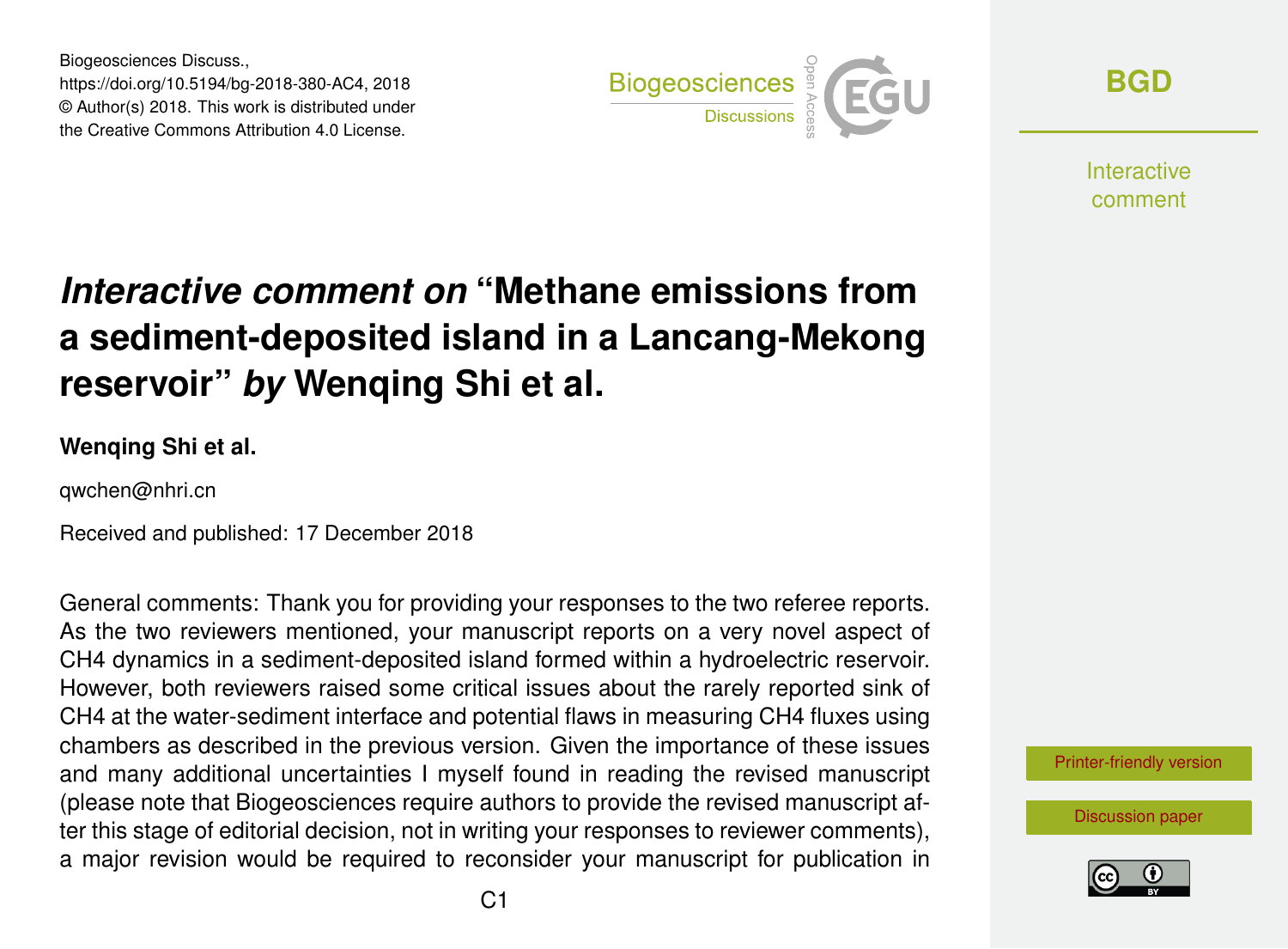Biogeosciences Discuss.,
https://doi.org/10.5194/bg-2018-380-AC4, 2018
© Author(s) 2018. This work is distributed under
the Creative Commons Attribution 4.0 License.

# *Interactive comment on* "Methane emissions from a sediment-deposited island in a Lancang-Mekong reservoir" *by* Wenqing Shi et al.

**Wenqing Shi et al.**

qwchen@nhri.cn

Received and published: 17 December 2018

General comments: Thank you for providing your responses to the two referee reports. As the two reviewers mentioned, your manuscript reports on a very novel aspect of CH4 dynamics in a sediment-deposited island formed within a hydroelectric reservoir. However, both reviewers raised some critical issues about the rarely reported sink of CH4 at the water-sediment interface and potential flaws in measuring CH4 fluxes using chambers as described in the previous version. Given the importance of these issues and many additional uncertainties I myself found in reading the revised manuscript (please note that Biogeosciences require authors to provide the revised manuscript after this stage of editorial decision, not in writing your responses to reviewer comments), a major revision would be required to reconsider your manuscript for publication in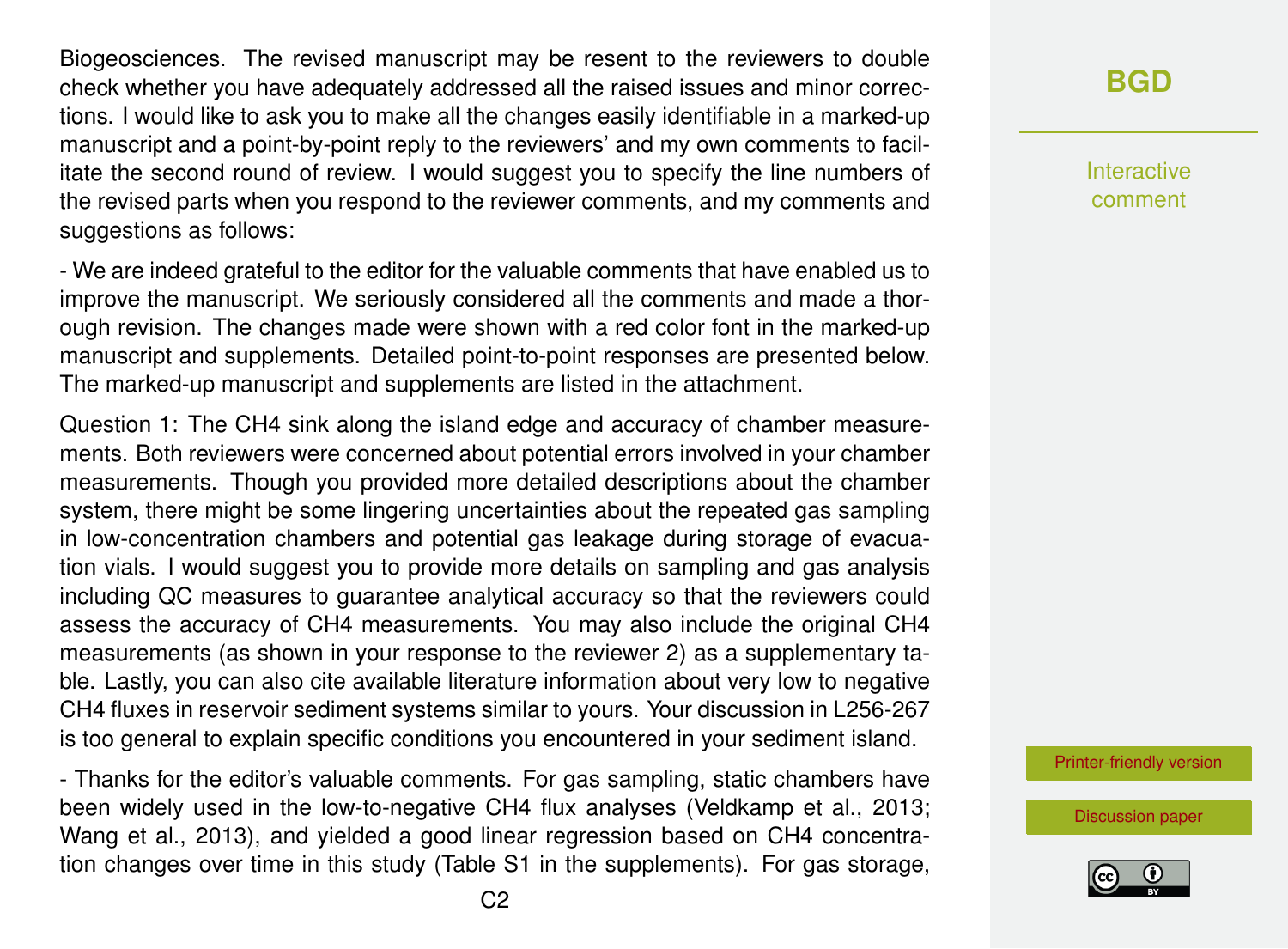Biogeosciences. The revised manuscript may be resent to the reviewers to double check whether you have adequately addressed all the raised issues and minor corrections. I would like to ask you to make all the changes easily identifiable in a marked-up manuscript and a point-by-point reply to the reviewers' and my own comments to facilitate the second round of review. I would suggest you to specify the line numbers of the revised parts when you respond to the reviewer comments, and my comments and suggestions as follows:

- We are indeed grateful to the editor for the valuable comments that have enabled us to improve the manuscript. We seriously considered all the comments and made a thorough revision. The changes made were shown with a red color font in the marked-up manuscript and supplements. Detailed point-to-point responses are presented below. The marked-up manuscript and supplements are listed in the attachment.

Question 1: The $CH_4$ sink along the island edge and accuracy of chamber measurements. Both reviewers were concerned about potential errors involved in your chamber measurements. Though you provided more detailed descriptions about the chamber system, there might be some lingering uncertainties about the repeated gas sampling in low-concentration chambers and potential gas leakage during storage of evacuation vials. I would suggest you to provide more details on sampling and gas analysis including QC measures to guarantee analytical accuracy so that the reviewers could assess the accuracy of $CH_4$ measurements. You may also include the original $CH_4$ measurements (as shown in your response to the reviewer 2) as a supplementary table. Lastly, you can also cite available literature information about very low to negative $CH_4$ fluxes in reservoir sediment systems similar to yours. Your discussion in L256-267 is too general to explain specific conditions you encountered in your sediment island.

- Thanks for the editor's valuable comments. For gas sampling, static chambers have been widely used in the low-to-negative $CH_4$ flux analyses (Veldkamp et al., 2013; Wang et al., 2013), and yielded a good linear regression based on $CH_4$ concentration changes over time in this study (Table S1 in the supplements). For gas storage,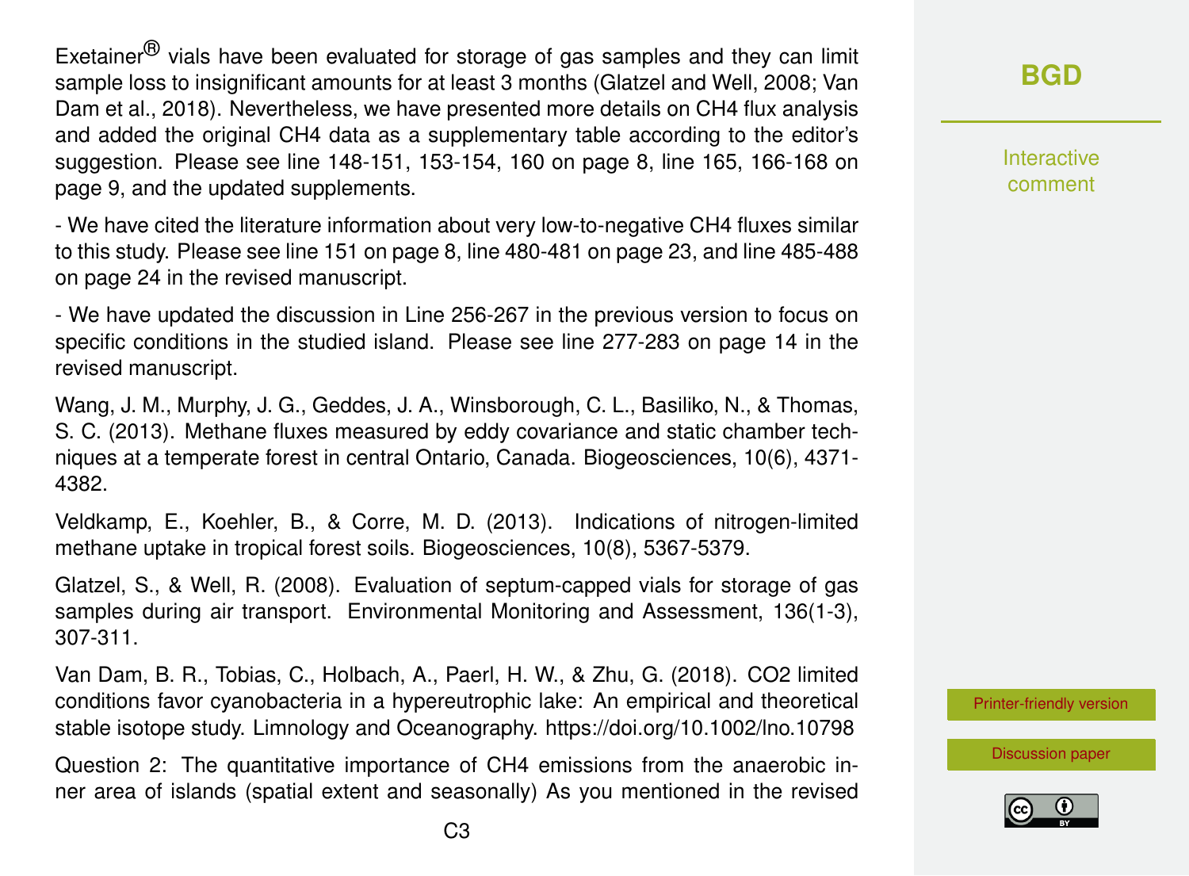Exetainer® vials have been evaluated for storage of gas samples and they can limit sample loss to insignificant amounts for at least 3 months (Glatzel and Well, 2008; Van Dam et al., 2018). Nevertheless, we have presented more details on $CH_4$ flux analysis and added the original $CH_4$ data as a supplementary table according to the editor's suggestion. Please see line 148-151, 153-154, 160 on page 8, line 165, 166-168 on page 9, and the updated supplements.

- We have cited the literature information about very low-to-negative $CH_4$ fluxes similar to this study. Please see line 151 on page 8, line 480-481 on page 23, and line 485-488 on page 24 in the revised manuscript.

- We have updated the discussion in Line 256-267 in the previous version to focus on specific conditions in the studied island. Please see line 277-283 on page 14 in the revised manuscript.

Wang, J. M., Murphy, J. G., Geddes, J. A., Winsborough, C. L., Basiliko, N., & Thomas, S. C. (2013). Methane fluxes measured by eddy covariance and static chamber techniques at a temperate forest in central Ontario, Canada. Biogeosciences, 10(6), 4371-4382.

Veldkamp, E., Koehler, B., & Corre, M. D. (2013). Indications of nitrogen-limited methane uptake in tropical forest soils. Biogeosciences, 10(8), 5367-5379.

Glatzel, S., & Well, R. (2008). Evaluation of septum-capped vials for storage of gas samples during air transport. Environmental Monitoring and Assessment, 136(1-3), 307-311.

Van Dam, B. R., Tobias, C., Holbach, A., Paerl, H. W., & Zhu, G. (2018). $CO_2$ limited conditions favor cyanobacteria in a hypereutrophic lake: An empirical and theoretical stable isotope study. Limnology and Oceanography. https://doi.org/10.1002/lno.10798

Question 2: The quantitative importance of $CH_4$ emissions from the anaerobic inner area of islands (spatial extent and seasonally) As you mentioned in the revised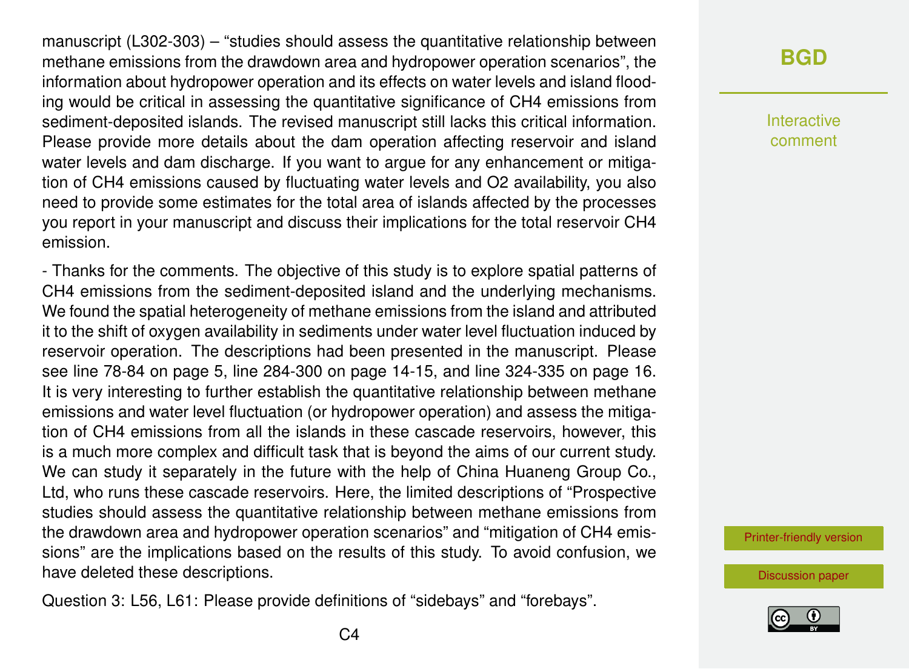manuscript (L302-303) – "studies should assess the quantitative relationship between methane emissions from the drawdown area and hydropower operation scenarios", the information about hydropower operation and its effects on water levels and island flooding would be critical in assessing the quantitative significance of $CH_4$ emissions from sediment-deposited islands. The revised manuscript still lacks this critical information. Please provide more details about the dam operation affecting reservoir and island water levels and dam discharge. If you want to argue for any enhancement or mitigation of $CH_4$ emissions caused by fluctuating water levels and $O_2$ availability, you also need to provide some estimates for the total area of islands affected by the processes you report in your manuscript and discuss their implications for the total reservoir $CH_4$ emission.

- Thanks for the comments. The objective of this study is to explore spatial patterns of $CH_4$ emissions from the sediment-deposited island and the underlying mechanisms. We found the spatial heterogeneity of methane emissions from the island and attributed it to the shift of oxygen availability in sediments under water level fluctuation induced by reservoir operation. The descriptions had been presented in the manuscript. Please see line 78-84 on page 5, line 284-300 on page 14-15, and line 324-335 on page 16. It is very interesting to further establish the quantitative relationship between methane emissions and water level fluctuation (or hydropower operation) and assess the mitigation of $CH_4$ emissions from all the islands in these cascade reservoirs, however, this is a much more complex and difficult task that is beyond the aims of our current study. We can study it separately in the future with the help of China Huaneng Group Co., Ltd, who runs these cascade reservoirs. Here, the limited descriptions of "Prospective studies should assess the quantitative relationship between methane emissions from the drawdown area and hydropower operation scenarios" and "mitigation of $CH_4$ emissions" are the implications based on the results of this study. To avoid confusion, we have deleted these descriptions.

Question 3: L56, L61: Please provide definitions of "sidebays" and "forebays".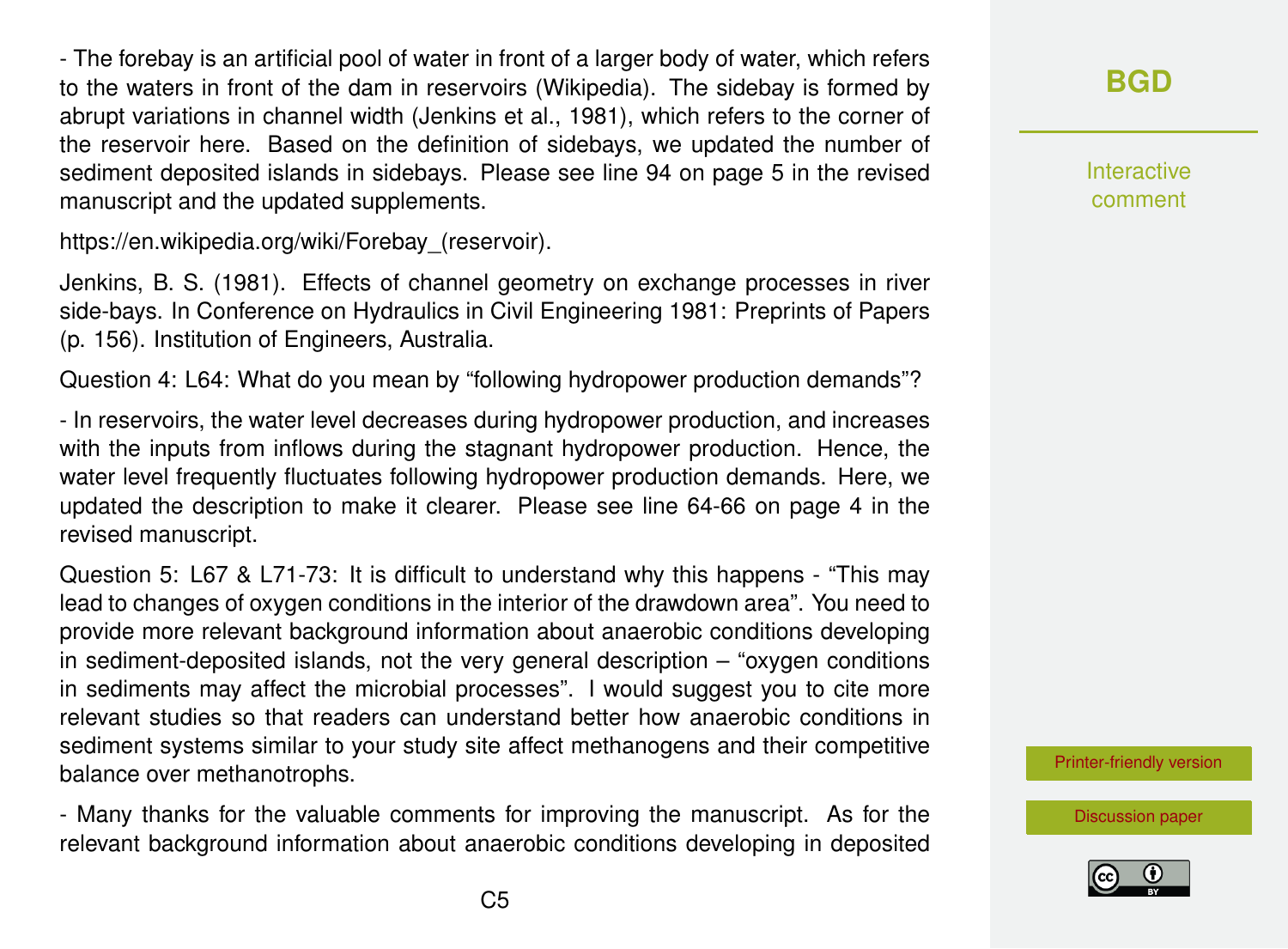- The forebay is an artificial pool of water in front of a larger body of water, which refers to the waters in front of the dam in reservoirs (Wikipedia). The sidebay is formed by abrupt variations in channel width (Jenkins et al., 1981), which refers to the corner of the reservoir here. Based on the definition of sidebays, we updated the number of sediment deposited islands in sidebays. Please see line 94 on page 5 in the revised manuscript and the updated supplements.

https://en.wikipedia.org/wiki/Forebay_(reservoir).

Jenkins, B. S. (1981). Effects of channel geometry on exchange processes in river side-bays. In Conference on Hydraulics in Civil Engineering 1981: Preprints of Papers (p. 156). Institution of Engineers, Australia.

Question 4: L64: What do you mean by "following hydropower production demands"?

- In reservoirs, the water level decreases during hydropower production, and increases with the inputs from inflows during the stagnant hydropower production. Hence, the water level frequently fluctuates following hydropower production demands. Here, we updated the description to make it clearer. Please see line 64-66 on page 4 in the revised manuscript.

Question 5: L67 & L71-73: It is difficult to understand why this happens - "This may lead to changes of oxygen conditions in the interior of the drawdown area". You need to provide more relevant background information about anaerobic conditions developing in sediment-deposited islands, not the very general description – "oxygen conditions in sediments may affect the microbial processes". I would suggest you to cite more relevant studies so that readers can understand better how anaerobic conditions in sediment systems similar to your study site affect methanogens and their competitive balance over methanotrophs.

- Many thanks for the valuable comments for improving the manuscript. As for the relevant background information about anaerobic conditions developing in deposited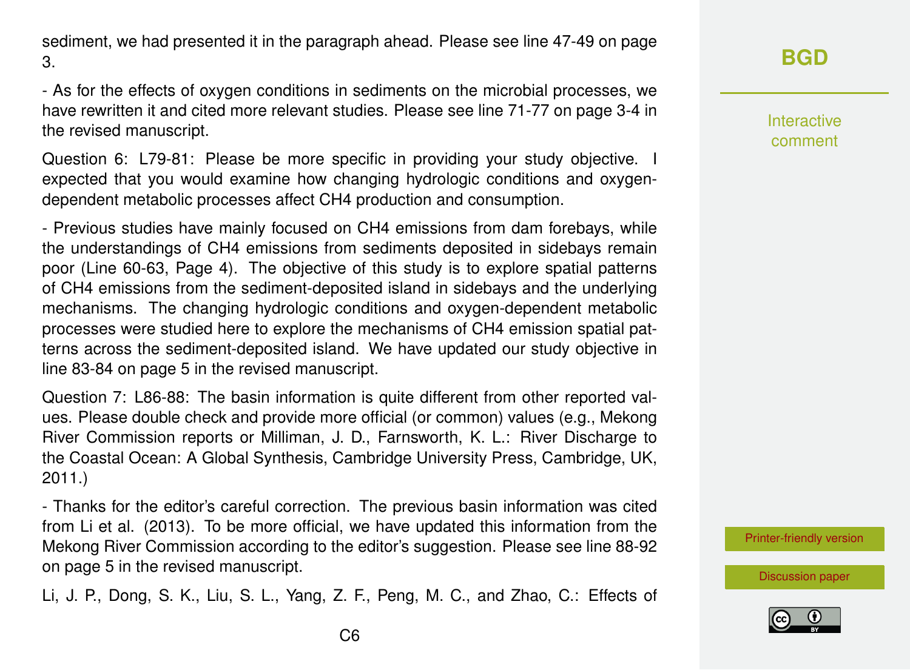sediment, we had presented it in the paragraph ahead. Please see line 47-49 on page 3.

- As for the effects of oxygen conditions in sediments on the microbial processes, we have rewritten it and cited more relevant studies. Please see line 71-77 on page 3-4 in the revised manuscript.

Question 6: L79-81: Please be more specific in providing your study objective. I expected that you would examine how changing hydrologic conditions and oxygen-dependent metabolic processes affect $CH_4$ production and consumption.

- Previous studies have mainly focused on $CH_4$ emissions from dam forebays, while the understandings of $CH_4$ emissions from sediments deposited in sidebays remain poor (Line 60-63, Page 4). The objective of this study is to explore spatial patterns of $CH_4$ emissions from the sediment-deposited island in sidebays and the underlying mechanisms. The changing hydrologic conditions and oxygen-dependent metabolic processes were studied here to explore the mechanisms of $CH_4$ emission spatial patterns across the sediment-deposited island. We have updated our study objective in line 83-84 on page 5 in the revised manuscript.

Question 7: L86-88: The basin information is quite different from other reported values. Please double check and provide more official (or common) values (e.g., Mekong River Commission reports or Milliman, J. D., Farnsworth, K. L.: River Discharge to the Coastal Ocean: A Global Synthesis, Cambridge University Press, Cambridge, UK, 2011.)

- Thanks for the editor's careful correction. The previous basin information was cited from Li et al. (2013). To be more official, we have updated this information from the Mekong River Commission according to the editor's suggestion. Please see line 88-92 on page 5 in the revised manuscript.

Li, J. P., Dong, S. K., Liu, S. L., Yang, Z. F., Peng, M. C., and Zhao, C.: Effects of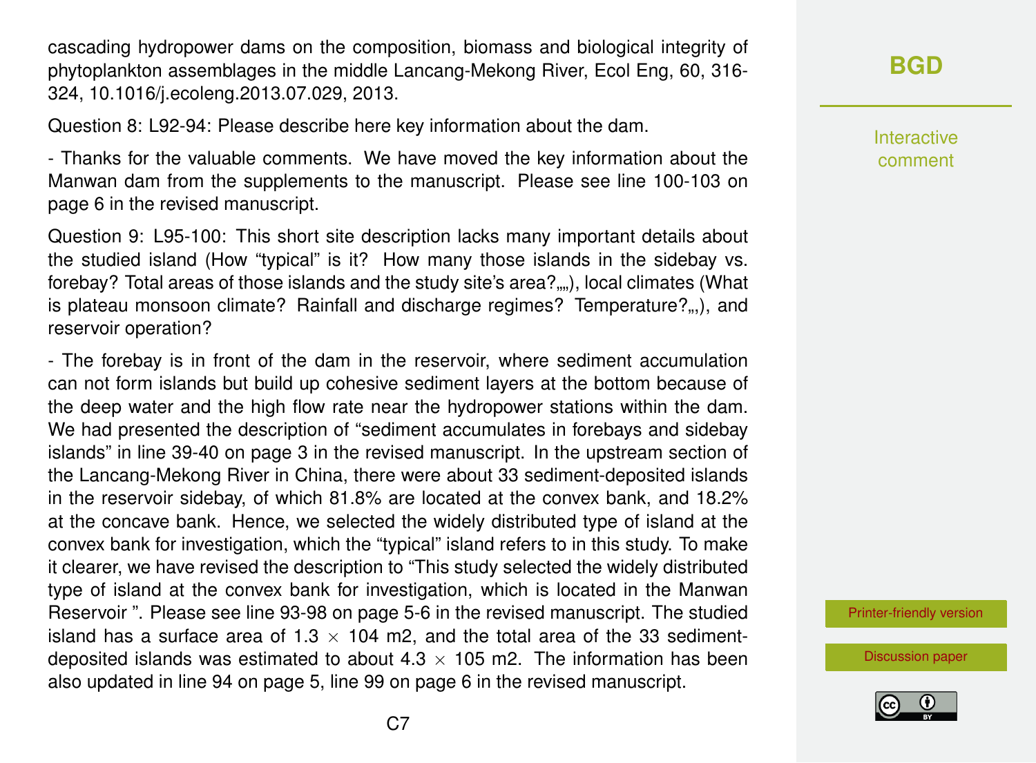cascading hydropower dams on the composition, biomass and biological integrity of phytoplankton assemblages in the middle Lancang-Mekong River, Ecol Eng, 60, 316-324, 10.1016/j.ecoleng.2013.07.029, 2013.

Question 8: L92-94: Please describe here key information about the dam.

- Thanks for the valuable comments. We have moved the key information about the Manwan dam from the supplements to the manuscript. Please see line 100-103 on page 6 in the revised manuscript.

Question 9: L95-100: This short site description lacks many important details about the studied island (How "typical" is it? How many those islands in the sidebay vs. forebay? Total areas of those islands and the study site's area?„„), local climates (What is plateau monsoon climate? Rainfall and discharge regimes? Temperature?„,), and reservoir operation?

- The forebay is in front of the dam in the reservoir, where sediment accumulation can not form islands but build up cohesive sediment layers at the bottom because of the deep water and the high flow rate near the hydropower stations within the dam. We had presented the description of "sediment accumulates in forebays and sidebay islands" in line 39-40 on page 3 in the revised manuscript. In the upstream section of the Lancang-Mekong River in China, there were about 33 sediment-deposited islands in the reservoir sidebay, of which 81.8% are located at the convex bank, and 18.2% at the concave bank. Hence, we selected the widely distributed type of island at the convex bank for investigation, which the "typical" island refers to in this study. To make it clearer, we have revised the description to "This study selected the widely distributed type of island at the convex bank for investigation, which is located in the Manwan Reservoir ". Please see line 93-98 on page 5-6 in the revised manuscript. The studied island has a surface area of $1.3 \times 10^4$ m2, and the total area of the 33 sediment-deposited islands was estimated to about $4.3 \times 10^5$ m2. The information has been also updated in line 94 on page 5, line 99 on page 6 in the revised manuscript.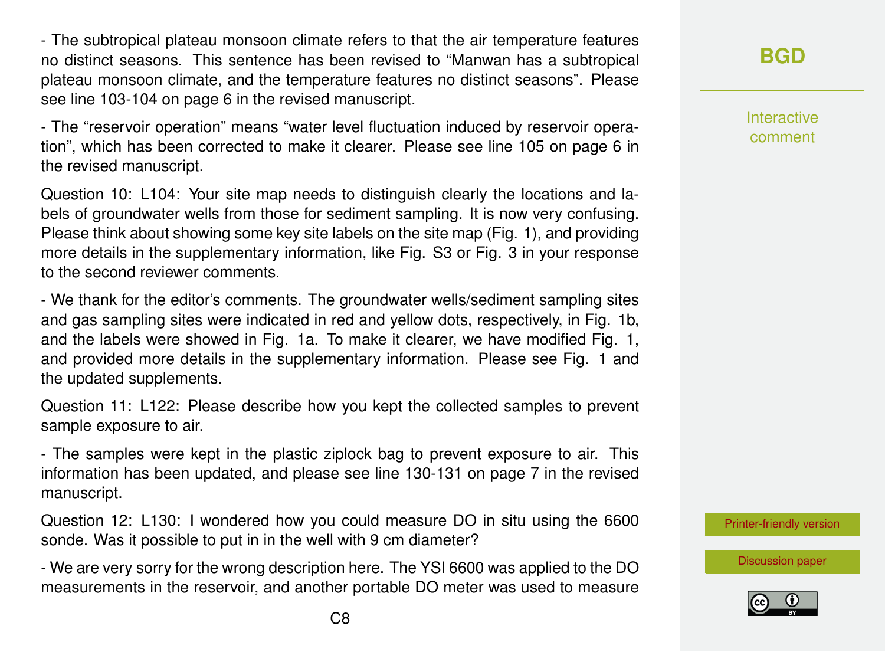- The subtropical plateau monsoon climate refers to that the air temperature features no distinct seasons. This sentence has been revised to "Manwan has a subtropical plateau monsoon climate, and the temperature features no distinct seasons". Please see line 103-104 on page 6 in the revised manuscript.

- The "reservoir operation" means "water level fluctuation induced by reservoir operation", which has been corrected to make it clearer. Please see line 105 on page 6 in the revised manuscript.

Question 10: L104: Your site map needs to distinguish clearly the locations and labels of groundwater wells from those for sediment sampling. It is now very confusing. Please think about showing some key site labels on the site map (Fig. 1), and providing more details in the supplementary information, like Fig. S3 or Fig. 3 in your response to the second reviewer comments.

- We thank for the editor's comments. The groundwater wells/sediment sampling sites and gas sampling sites were indicated in red and yellow dots, respectively, in Fig. 1b, and the labels were showed in Fig. 1a. To make it clearer, we have modified Fig. 1, and provided more details in the supplementary information. Please see Fig. 1 and the updated supplements.

Question 11: L122: Please describe how you kept the collected samples to prevent sample exposure to air.

- The samples were kept in the plastic ziplock bag to prevent exposure to air. This information has been updated, and please see line 130-131 on page 7 in the revised manuscript.

Question 12: L130: I wondered how you could measure DO in situ using the 6600 sonde. Was it possible to put in in the well with 9 cm diameter?

- We are very sorry for the wrong description here. The YSI 6600 was applied to the DO measurements in the reservoir, and another portable DO meter was used to measure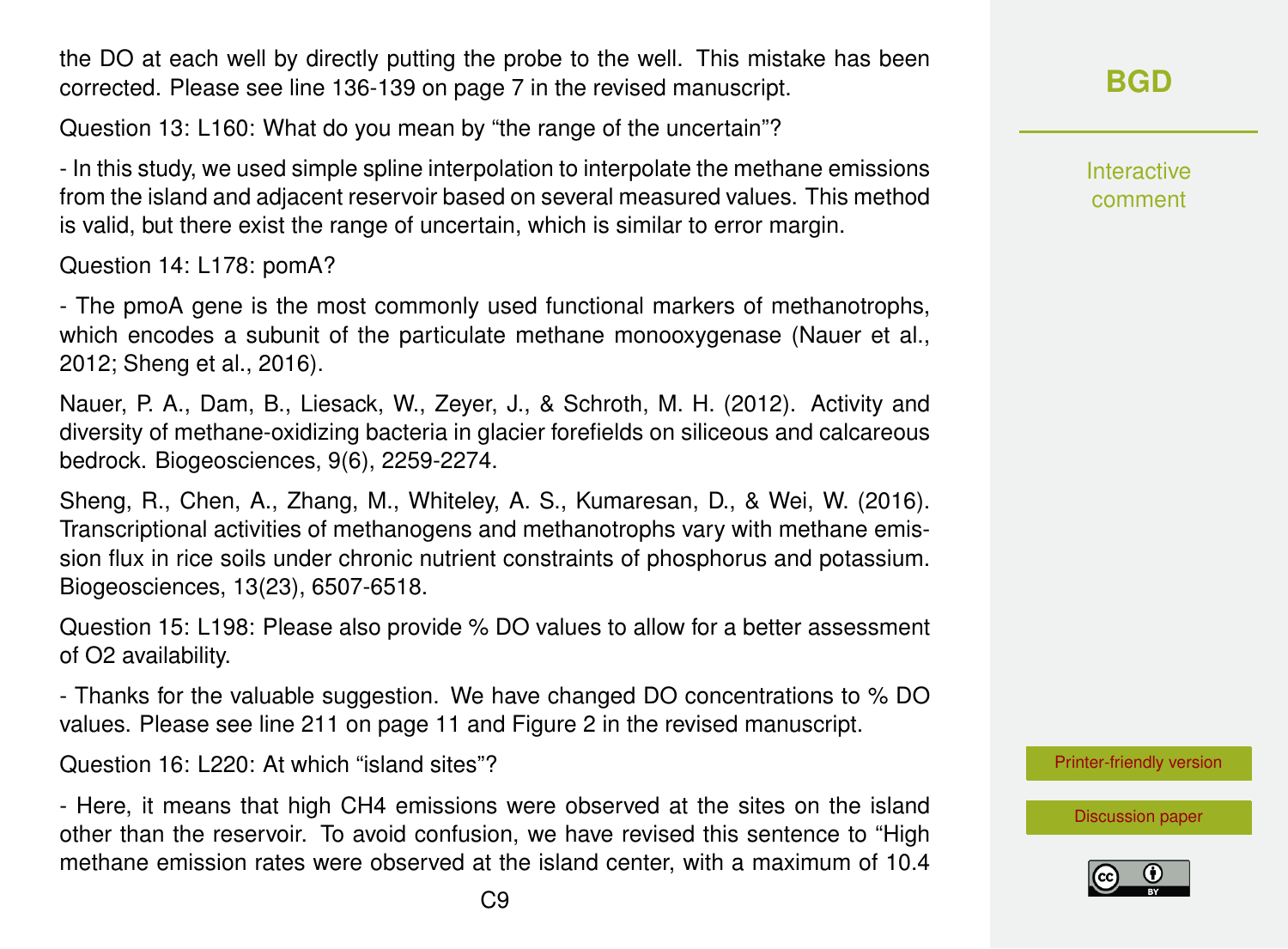the DO at each well by directly putting the probe to the well. This mistake has been corrected. Please see line 136-139 on page 7 in the revised manuscript.

Question 13: L160: What do you mean by "the range of the uncertain"?

- In this study, we used simple spline interpolation to interpolate the methane emissions from the island and adjacent reservoir based on several measured values. This method is valid, but there exist the range of uncertain, which is similar to error margin.

Question 14: L178: pomA?

- The pmoA gene is the most commonly used functional markers of methanotrophs, which encodes a subunit of the particulate methane monooxygenase (Nauer et al., 2012; Sheng et al., 2016).

Nauer, P. A., Dam, B., Liesack, W., Zeyer, J., & Schroth, M. H. (2012). Activity and diversity of methane-oxidizing bacteria in glacier forefields on siliceous and calcareous bedrock. Biogeosciences, 9(6), 2259-2274.

Sheng, R., Chen, A., Zhang, M., Whiteley, A. S., Kumaresan, D., & Wei, W. (2016). Transcriptional activities of methanogens and methanotrophs vary with methane emission flux in rice soils under chronic nutrient constraints of phosphorus and potassium. Biogeosciences, 13(23), 6507-6518.

Question 15: L198: Please also provide % DO values to allow for a better assessment of $O_2$ availability.

- Thanks for the valuable suggestion. We have changed DO concentrations to % DO values. Please see line 211 on page 11 and Figure 2 in the revised manuscript.

Question 16: L220: At which "island sites"?

- Here, it means that high $CH_4$ emissions were observed at the sites on the island other than the reservoir. To avoid confusion, we have revised this sentence to "High methane emission rates were observed at the island center, with a maximum of 10.4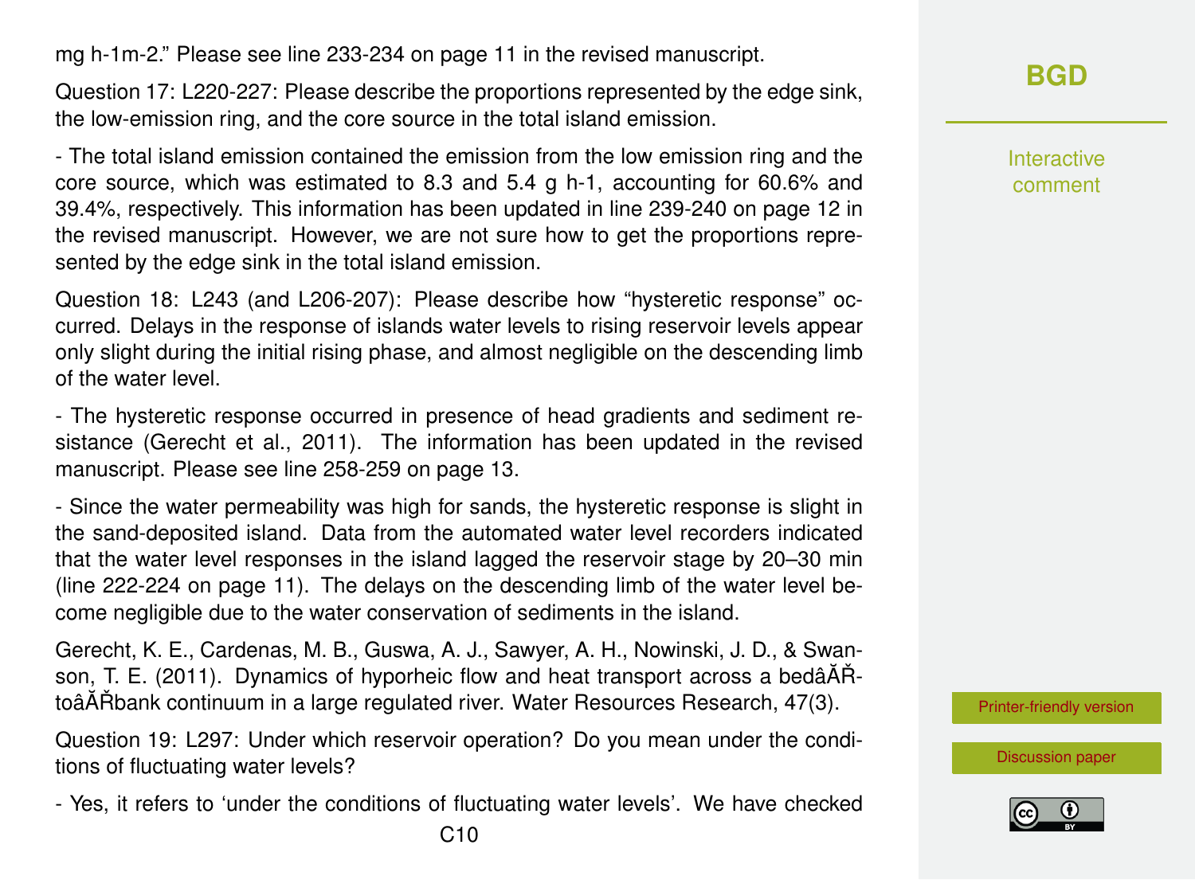mg h-1m-2." Please see line 233-234 on page 11 in the revised manuscript.

Question 17: L220-227: Please describe the proportions represented by the edge sink, the low-emission ring, and the core source in the total island emission.

- The total island emission contained the emission from the low emission ring and the core source, which was estimated to 8.3 and 5.4 g h-1, accounting for 60.6% and 39.4%, respectively. This information has been updated in line 239-240 on page 12 in the revised manuscript. However, we are not sure how to get the proportions represented by the edge sink in the total island emission.

Question 18: L243 (and L206-207): Please describe how "hysteretic response" occurred. Delays in the response of islands water levels to rising reservoir levels appear only slight during the initial rising phase, and almost negligible on the descending limb of the water level.

- The hysteretic response occurred in presence of head gradients and sediment resistance (Gerecht et al., 2011). The information has been updated in the revised manuscript. Please see line 258-259 on page 13.

- Since the water permeability was high for sands, the hysteretic response is slight in the sand-deposited island. Data from the automated water level recorders indicated that the water level responses in the island lagged the reservoir stage by 20–30 min (line 222-224 on page 11). The delays on the descending limb of the water level become negligible due to the water conservation of sediments in the island.

Gerecht, K. E., Cardenas, M. B., Guswa, A. J., Sawyer, A. H., Nowinski, J. D., & Swanson, T. E. (2011). Dynamics of hyporheic flow and heat transport across a bedâĂŘtoâĂŘbank continuum in a large regulated river. Water Resources Research, 47(3).

Question 19: L297: Under which reservoir operation? Do you mean under the conditions of fluctuating water levels?

- Yes, it refers to 'under the conditions of fluctuating water levels'. We have checked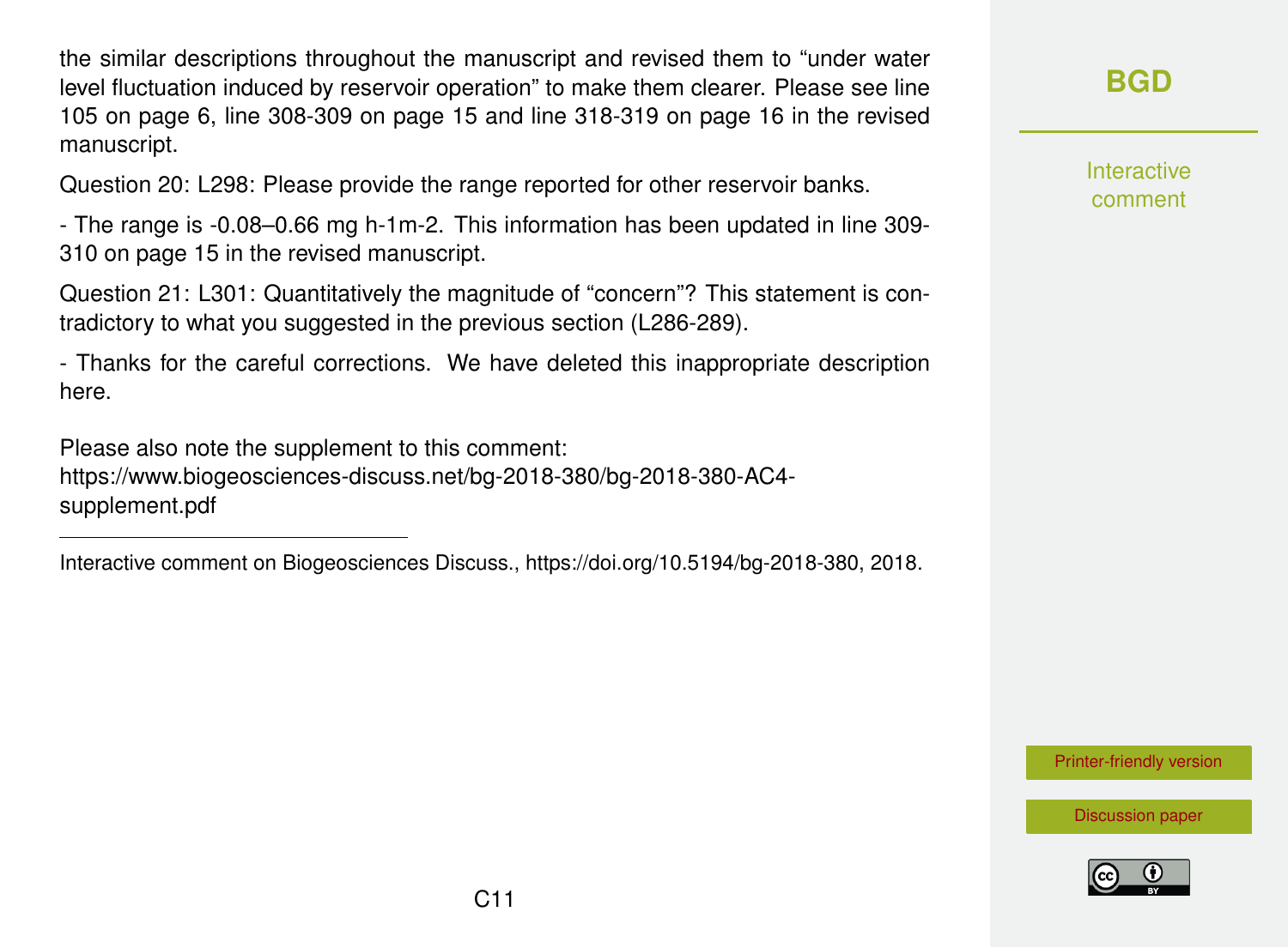the similar descriptions throughout the manuscript and revised them to "under water level fluctuation induced by reservoir operation" to make them clearer. Please see line 105 on page 6, line 308-309 on page 15 and line 318-319 on page 16 in the revised manuscript.

Question 20: L298: Please provide the range reported for other reservoir banks.

- The range is -0.08–0.66 mg $h^{-1}m^{-2}$. This information has been updated in line 309-310 on page 15 in the revised manuscript.

Question 21: L301: Quantitatively the magnitude of "concern"? This statement is contradictory to what you suggested in the previous section (L286-289).

- Thanks for the careful corrections. We have deleted this inappropriate description here.

Please also note the supplement to this comment:
https://www.biogeosciences-discuss.net/bg-2018-380/bg-2018-380-AC4-supplement.pdf

---

Interactive comment on Biogeosciences Discuss., https://doi.org/10.5194/bg-2018-380, 2018.